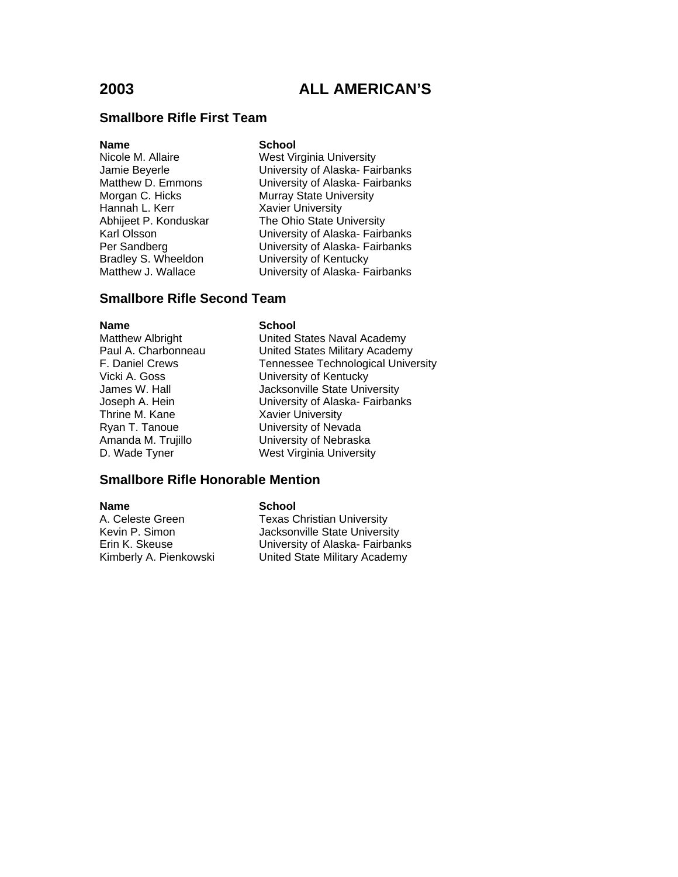# 2003 ALL AMERICAN'S

## Smallbore Rifle First Team

| Name | School |
|---|---|
| Nicole M. Allaire | West Virginia University |
| Jamie Beyerle | University of Alaska- Fairbanks |
| Matthew D. Emmons | University of Alaska- Fairbanks |
| Morgan C. Hicks | Murray State University |
| Hannah L. Kerr | Xavier University |
| Abhijeet P. Konduskar | The Ohio State University |
| Karl Olsson | University of Alaska- Fairbanks |
| Per Sandberg | University of Alaska- Fairbanks |
| Bradley S. Wheeldon | University of Kentucky |
| Matthew J. Wallace | University of Alaska- Fairbanks |

## Smallbore Rifle Second Team

| Name | School |
|---|---|
| Matthew Albright | United States Naval Academy |
| Paul A. Charbonneau | United States Military Academy |
| F. Daniel Crews | Tennessee Technological University |
| Vicki A. Goss | University of Kentucky |
| James W. Hall | Jacksonville State University |
| Joseph A. Hein | University of Alaska- Fairbanks |
| Thrine M. Kane | Xavier University |
| Ryan T. Tanoue | University of Nevada |
| Amanda M. Trujillo | University of Nebraska |
| D. Wade Tyner | West Virginia University |

## Smallbore Rifle Honorable Mention

| Name | School |
|---|---|
| A. Celeste Green | Texas Christian University |
| Kevin P. Simon | Jacksonville State University |
| Erin K. Skeuse | University of Alaska- Fairbanks |
| Kimberly A. Pienkowski | United State Military Academy |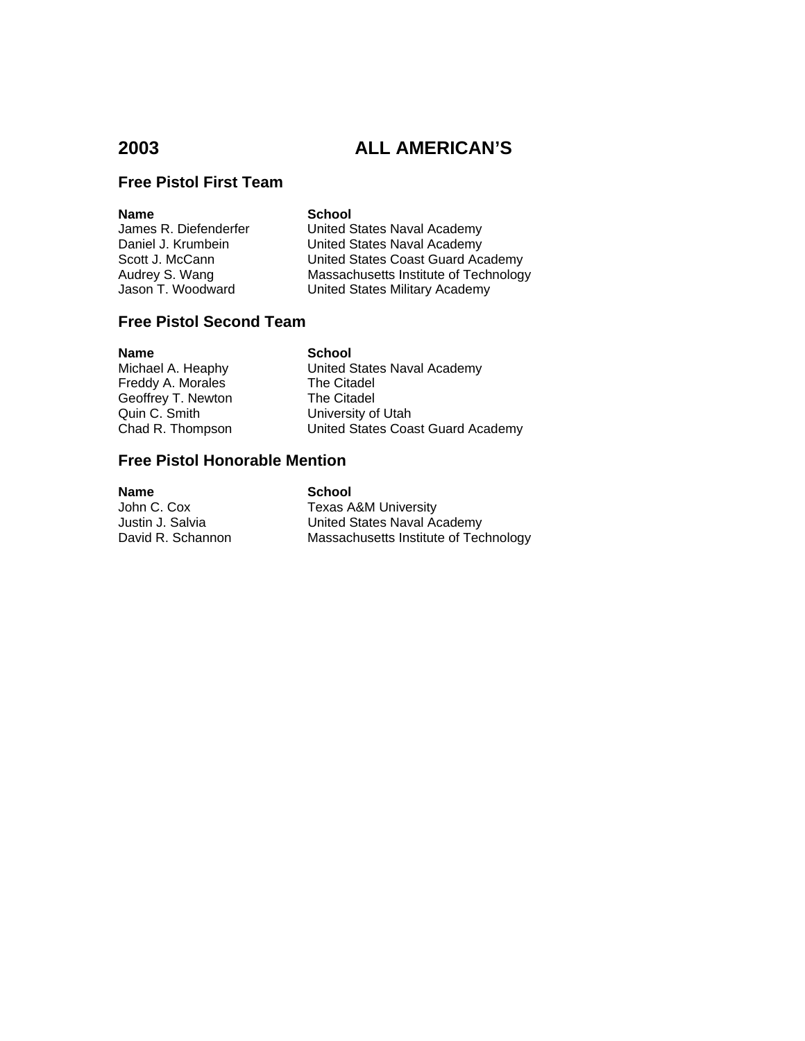# 2003 ALL AMERICAN'S

## Free Pistol First Team

| Name | School |
| --- | --- |
| James R. Diefenderfer | United States Naval Academy |
| Daniel J. Krumbein | United States Naval Academy |
| Scott J. McCann | United States Coast Guard Academy |
| Audrey S. Wang | Massachusetts Institute of Technology |
| Jason T. Woodward | United States Military Academy |

## Free Pistol Second Team

| Name | School |
| --- | --- |
| Michael A. Heaphy | United States Naval Academy |
| Freddy A. Morales | The Citadel |
| Geoffrey T. Newton | The Citadel |
| Quin C. Smith | University of Utah |
| Chad R. Thompson | United States Coast Guard Academy |

## Free Pistol Honorable Mention

| Name | School |
| --- | --- |
| John C. Cox | Texas A&M University |
| Justin J. Salvia | United States Naval Academy |
| David R. Schannon | Massachusetts Institute of Technology |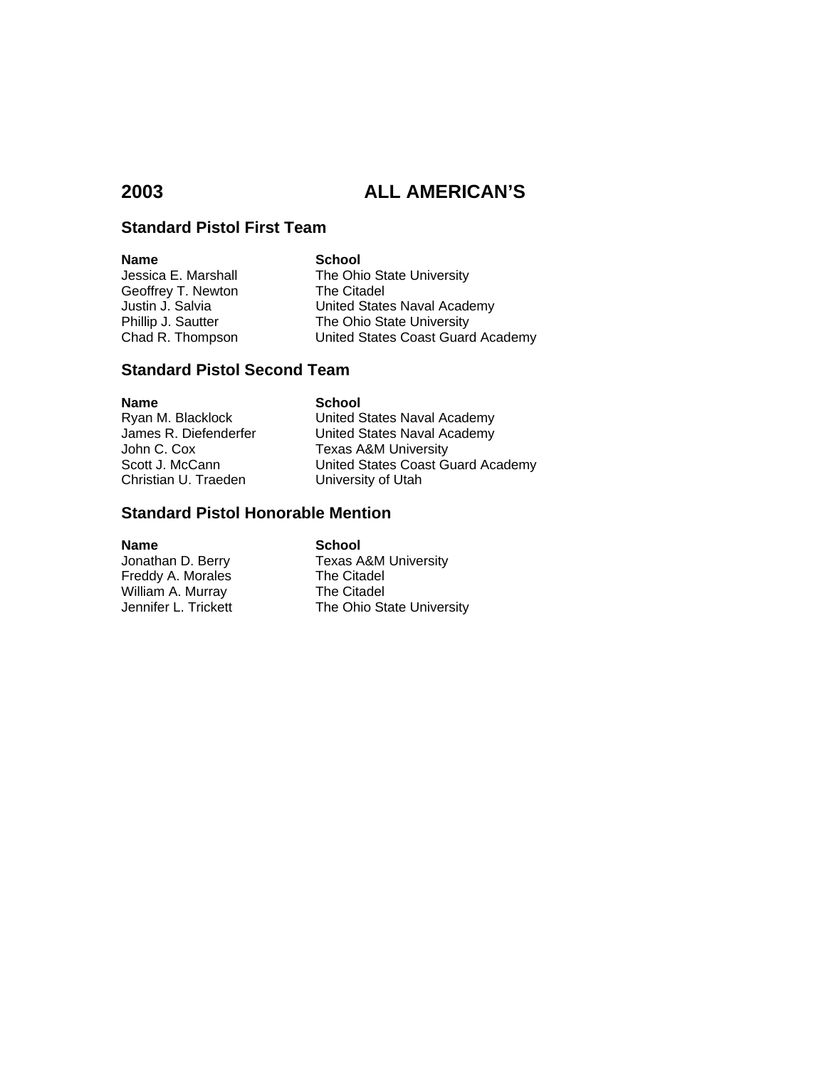# 2003 ALL AMERICAN'S

## Standard Pistol First Team

| Name | School |
| --- | --- |
| Jessica E. Marshall | The Ohio State University |
| Geoffrey T. Newton | The Citadel |
| Justin J. Salvia | United States Naval Academy |
| Phillip J. Sautter | The Ohio State University |
| Chad R. Thompson | United States Coast Guard Academy |

## Standard Pistol Second Team

| Name | School |
| --- | --- |
| Ryan M. Blacklock | United States Naval Academy |
| James R. Diefenderfer | United States Naval Academy |
| John C. Cox | Texas A&M University |
| Scott J. McCann | United States Coast Guard Academy |
| Christian U. Traeden | University of Utah |

## Standard Pistol Honorable Mention

| Name | School |
| --- | --- |
| Jonathan D. Berry | Texas A&M University |
| Freddy A. Morales | The Citadel |
| William A. Murray | The Citadel |
| Jennifer L. Trickett | The Ohio State University |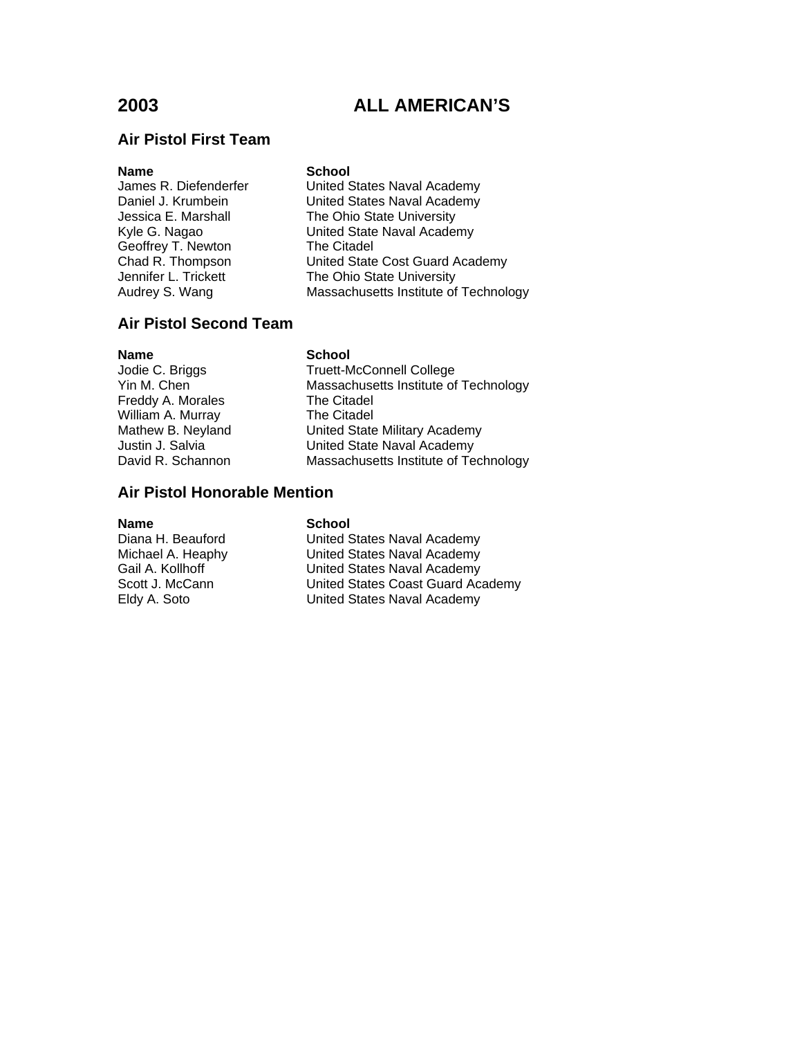# 2003 ALL AMERICAN'S

## Air Pistol First Team

| Name | School |
|---|---|
| James R. Diefenderfer | United States Naval Academy |
| Daniel J. Krumbein | United States Naval Academy |
| Jessica E. Marshall | The Ohio State University |
| Kyle G. Nagao | United State Naval Academy |
| Geoffrey T. Newton | The Citadel |
| Chad R. Thompson | United State Cost Guard Academy |
| Jennifer L. Trickett | The Ohio State University |
| Audrey S. Wang | Massachusetts Institute of Technology |

## Air Pistol Second Team

| Name | School |
|---|---|
| Jodie C. Briggs | Truett-McConnell College |
| Yin M. Chen | Massachusetts Institute of Technology |
| Freddy A. Morales | The Citadel |
| William A. Murray | The Citadel |
| Mathew B. Neyland | United State Military Academy |
| Justin J. Salvia | United State Naval Academy |
| David R. Schannon | Massachusetts Institute of Technology |

## Air Pistol Honorable Mention

| Name | School |
|---|---|
| Diana H. Beauford | United States Naval Academy |
| Michael A. Heaphy | United States Naval Academy |
| Gail A. Kollhoff | United States Naval Academy |
| Scott J. McCann | United States Coast Guard Academy |
| Eldy A. Soto | United States Naval Academy |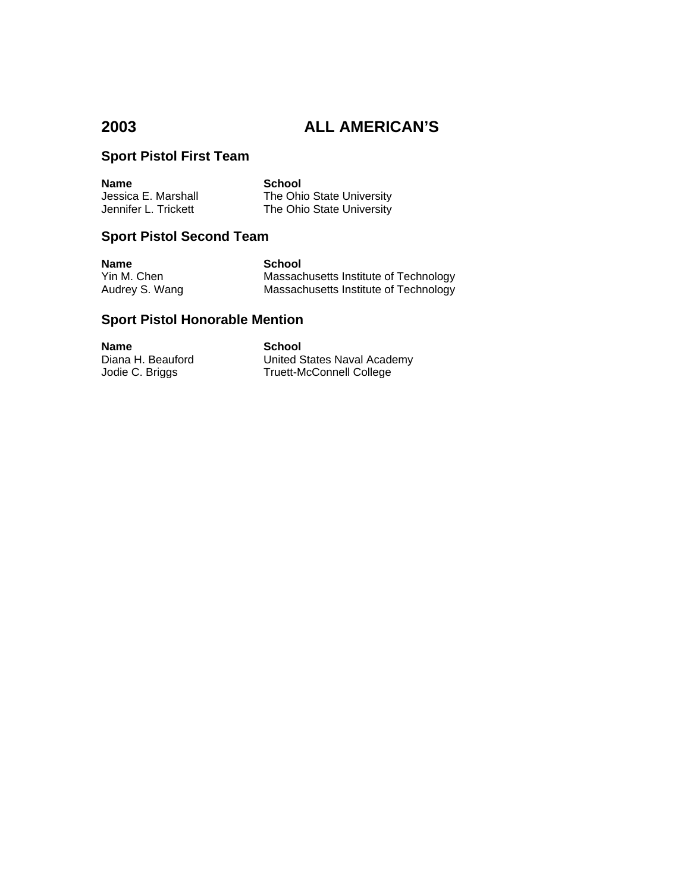# 2003 ALL AMERICAN'S

## Sport Pistol First Team

| Name | School |
| --- | --- |
| Jessica E. Marshall | The Ohio State University |
| Jennifer L. Trickett | The Ohio State University |

## Sport Pistol Second Team

| Name | School |
| --- | --- |
| Yin M. Chen | Massachusetts Institute of Technology |
| Audrey S. Wang | Massachusetts Institute of Technology |

## Sport Pistol Honorable Mention

| Name | School |
| --- | --- |
| Diana H. Beauford | United States Naval Academy |
| Jodie C. Briggs | Truett-McConnell College |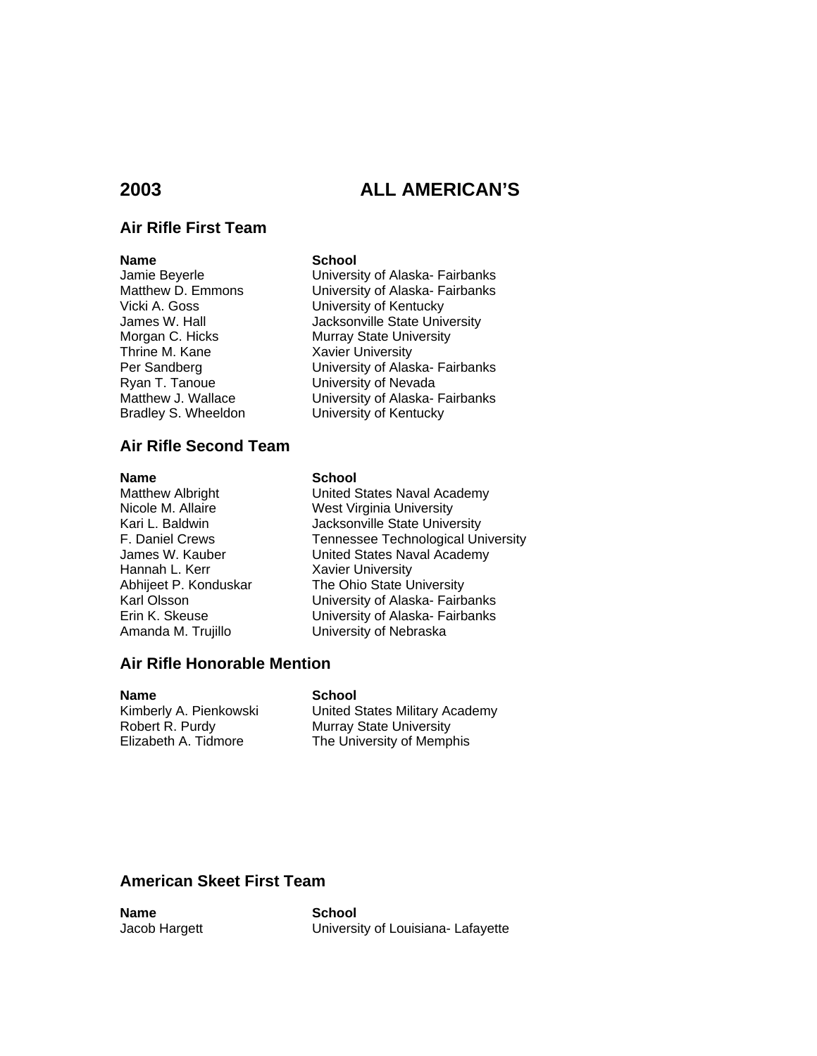# 2003 ALL AMERICAN’S

## Air Rifle First Team

| Name | School |
|---|---|
| Jamie Beyerle | University of Alaska- Fairbanks |
| Matthew D. Emmons | University of Alaska- Fairbanks |
| Vicki A. Goss | University of Kentucky |
| James W. Hall | Jacksonville State University |
| Morgan C. Hicks | Murray State University |
| Thrine M. Kane | Xavier University |
| Per Sandberg | University of Alaska- Fairbanks |
| Ryan T. Tanoue | University of Nevada |
| Matthew J. Wallace | University of Alaska- Fairbanks |
| Bradley S. Wheeldon | University of Kentucky |

## Air Rifle Second Team

| Name | School |
|---|---|
| Matthew Albright | United States Naval Academy |
| Nicole M. Allaire | West Virginia University |
| Kari L. Baldwin | Jacksonville State University |
| F. Daniel Crews | Tennessee Technological University |
| James W. Kauber | United States Naval Academy |
| Hannah L. Kerr | Xavier University |
| Abhijeet P. Konduskar | The Ohio State University |
| Karl Olsson | University of Alaska- Fairbanks |
| Erin K. Skeuse | University of Alaska- Fairbanks |
| Amanda M. Trujillo | University of Nebraska |

## Air Rifle Honorable Mention

| Name | School |
|---|---|
| Kimberly A. Pienkowski | United States Military Academy |
| Robert R. Purdy | Murray State University |
| Elizabeth A. Tidmore | The University of Memphis |

## American Skeet First Team

| Name | School |
|---|---|
| Jacob Hargett | University of Louisiana- Lafayette |